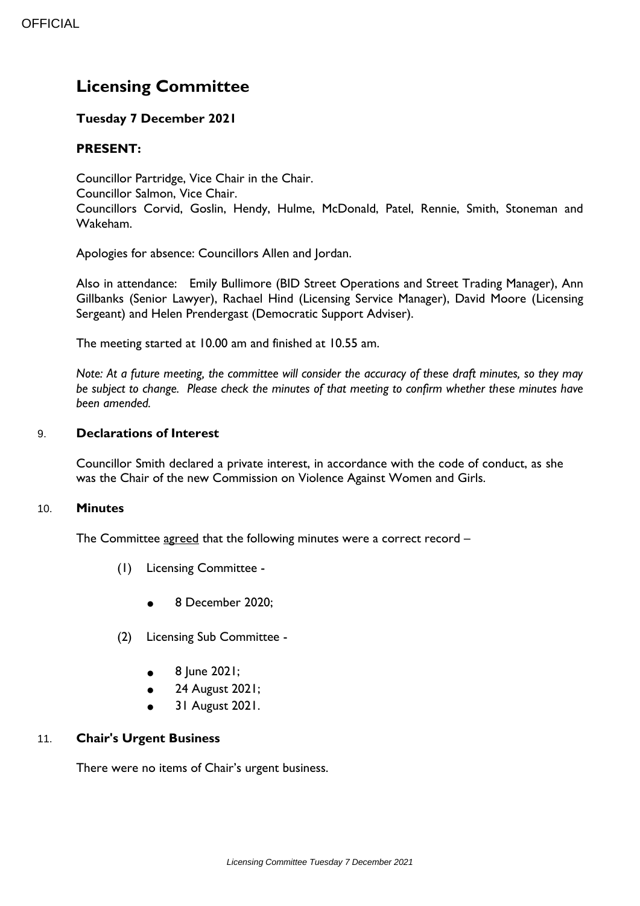# Licensing Committee

### Tuesday 7 December 2021

### PRESENT:

Councillor Partridge, Vice Chair in the Chair.
Councillor Salmon, Vice Chair.
Councillors Corvid, Goslin, Hendy, Hulme, McDonald, Patel, Rennie, Smith, Stoneman and Wakeham.

Apologies for absence: Councillors Allen and Jordan.

Also in attendance: Emily Bullimore (BID Street Operations and Street Trading Manager), Ann Gillbanks (Senior Lawyer), Rachael Hind (Licensing Service Manager), David Moore (Licensing Sergeant) and Helen Prendergast (Democratic Support Adviser).

The meeting started at 10.00 am and finished at 10.55 am.

*Note: At a future meeting, the committee will consider the accuracy of these draft minutes, so they may be subject to change. Please check the minutes of that meeting to confirm whether these minutes have been amended.*

### 9. Declarations of Interest

Councillor Smith declared a private interest, in accordance with the code of conduct, as she was the Chair of the new Commission on Violence Against Women and Girls.

### 10. Minutes

The Committee agreed that the following minutes were a correct record –

(1) Licensing Committee -

- 8 December 2020;

(2) Licensing Sub Committee -

- 8 June 2021;
- 24 August 2021;
- 31 August 2021.

### 11. Chair's Urgent Business

There were no items of Chair's urgent business.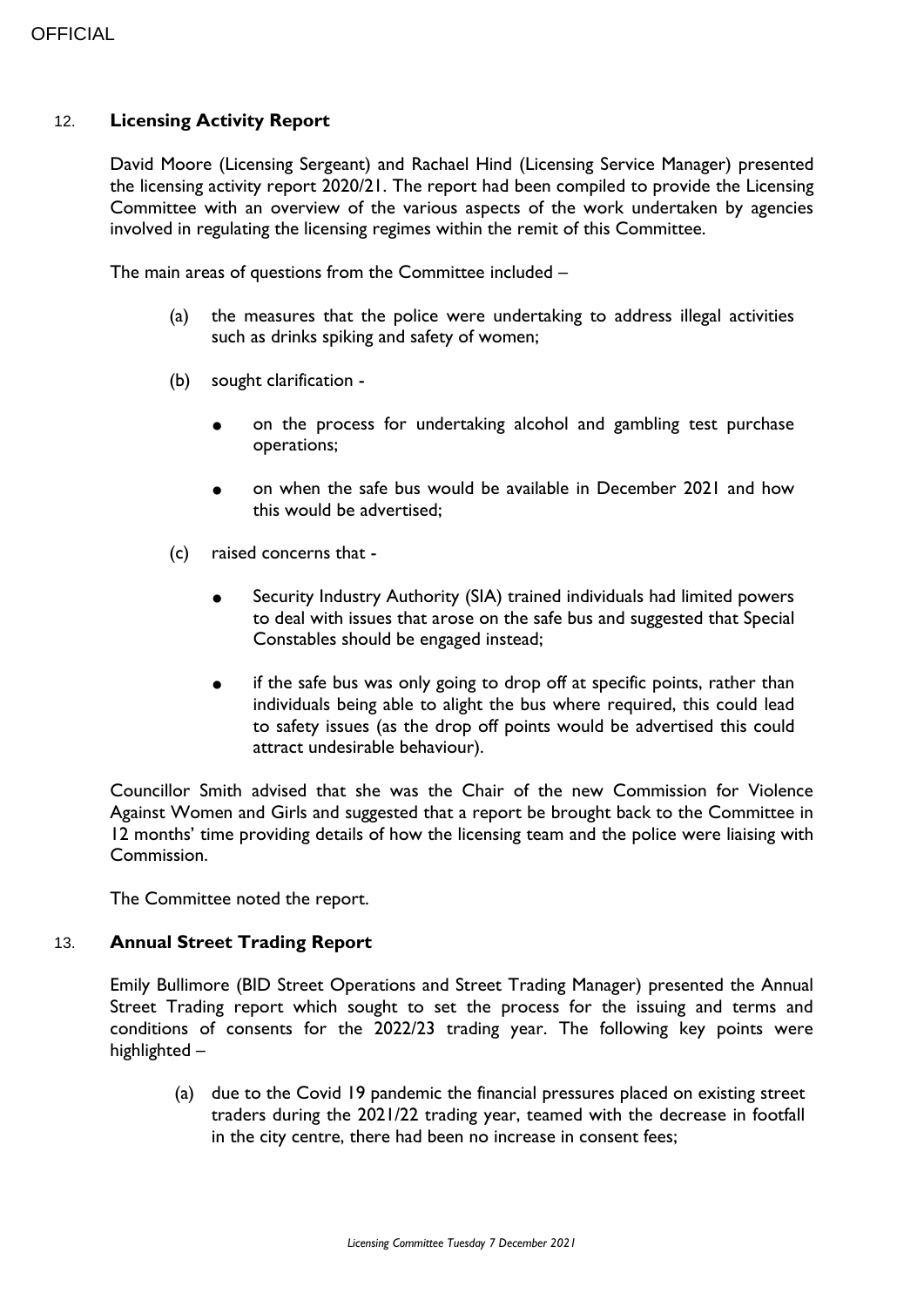## 12. **Licensing Activity Report**

David Moore (Licensing Sergeant) and Rachael Hind (Licensing Service Manager) presented the licensing activity report 2020/21. The report had been compiled to provide the Licensing Committee with an overview of the various aspects of the work undertaken by agencies involved in regulating the licensing regimes within the remit of this Committee.

The main areas of questions from the Committee included –

(a) the measures that the police were undertaking to address illegal activities such as drinks spiking and safety of women;

(b) sought clarification -

- on the process for undertaking alcohol and gambling test purchase operations;
- on when the safe bus would be available in December 2021 and how this would be advertised;

(c) raised concerns that -

- Security Industry Authority (SIA) trained individuals had limited powers to deal with issues that arose on the safe bus and suggested that Special Constables should be engaged instead;
- if the safe bus was only going to drop off at specific points, rather than individuals being able to alight the bus where required, this could lead to safety issues (as the drop off points would be advertised this could attract undesirable behaviour).

Councillor Smith advised that she was the Chair of the new Commission for Violence Against Women and Girls and suggested that a report be brought back to the Committee in 12 months' time providing details of how the licensing team and the police were liaising with Commission.

The Committee noted the report.

## 13. **Annual Street Trading Report**

Emily Bullimore (BID Street Operations and Street Trading Manager) presented the Annual Street Trading report which sought to set the process for the issuing and terms and conditions of consents for the 2022/23 trading year. The following key points were highlighted –

(a) due to the Covid 19 pandemic the financial pressures placed on existing street traders during the 2021/22 trading year, teamed with the decrease in footfall in the city centre, there had been no increase in consent fees;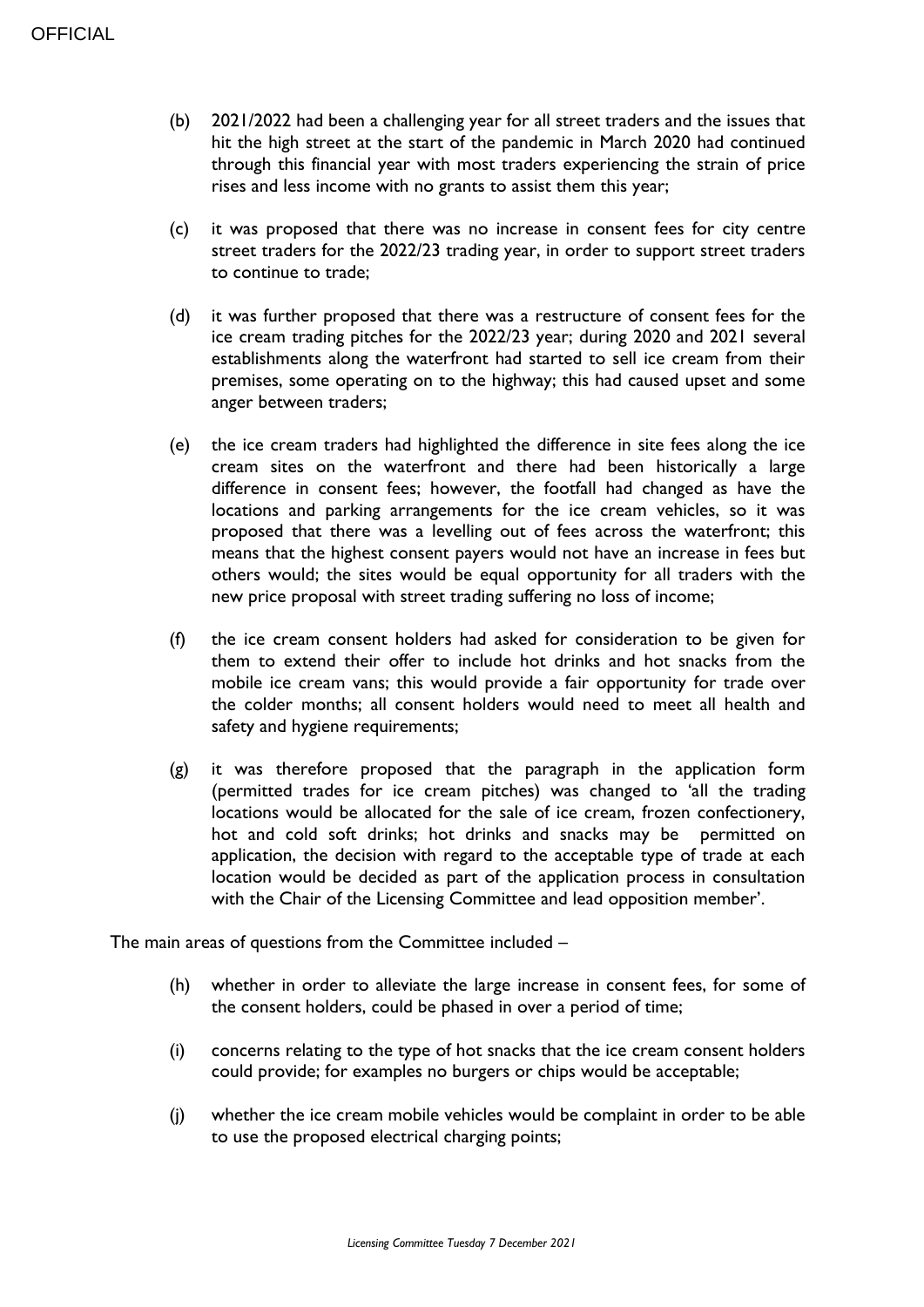(b) 2021/2022 had been a challenging year for all street traders and the issues that hit the high street at the start of the pandemic in March 2020 had continued through this financial year with most traders experiencing the strain of price rises and less income with no grants to assist them this year;

(c) it was proposed that there was no increase in consent fees for city centre street traders for the 2022/23 trading year, in order to support street traders to continue to trade;

(d) it was further proposed that there was a restructure of consent fees for the ice cream trading pitches for the 2022/23 year; during 2020 and 2021 several establishments along the waterfront had started to sell ice cream from their premises, some operating on to the highway; this had caused upset and some anger between traders;

(e) the ice cream traders had highlighted the difference in site fees along the ice cream sites on the waterfront and there had been historically a large difference in consent fees; however, the footfall had changed as have the locations and parking arrangements for the ice cream vehicles, so it was proposed that there was a levelling out of fees across the waterfront; this means that the highest consent payers would not have an increase in fees but others would; the sites would be equal opportunity for all traders with the new price proposal with street trading suffering no loss of income;

(f) the ice cream consent holders had asked for consideration to be given for them to extend their offer to include hot drinks and hot snacks from the mobile ice cream vans; this would provide a fair opportunity for trade over the colder months; all consent holders would need to meet all health and safety and hygiene requirements;

(g) it was therefore proposed that the paragraph in the application form (permitted trades for ice cream pitches) was changed to 'all the trading locations would be allocated for the sale of ice cream, frozen confectionery, hot and cold soft drinks; hot drinks and snacks may be permitted on application, the decision with regard to the acceptable type of trade at each location would be decided as part of the application process in consultation with the Chair of the Licensing Committee and lead opposition member'.

The main areas of questions from the Committee included –

(h) whether in order to alleviate the large increase in consent fees, for some of the consent holders, could be phased in over a period of time;

(i) concerns relating to the type of hot snacks that the ice cream consent holders could provide; for examples no burgers or chips would be acceptable;

(j) whether the ice cream mobile vehicles would be complaint in order to be able to use the proposed electrical charging points;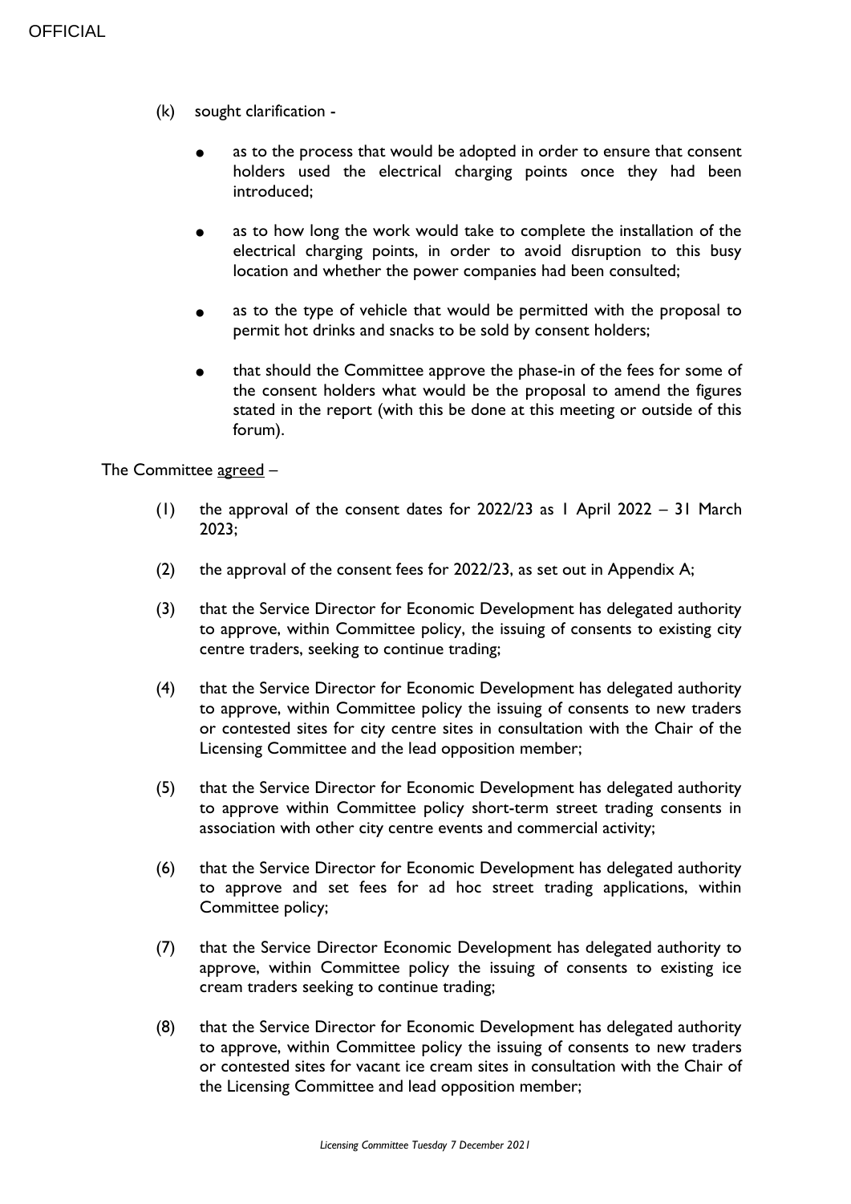(k) sought clarification -

- as to the process that would be adopted in order to ensure that consent holders used the electrical charging points once they had been introduced;

- as to how long the work would take to complete the installation of the electrical charging points, in order to avoid disruption to this busy location and whether the power companies had been consulted;

- as to the type of vehicle that would be permitted with the proposal to permit hot drinks and snacks to be sold by consent holders;

- that should the Committee approve the phase-in of the fees for some of the consent holders what would be the proposal to amend the figures stated in the report (with this be done at this meeting or outside of this forum).

The Committee agreed –

(1) the approval of the consent dates for 2022/23 as 1 April 2022 – 31 March 2023;

(2) the approval of the consent fees for 2022/23, as set out in Appendix A;

(3) that the Service Director for Economic Development has delegated authority to approve, within Committee policy, the issuing of consents to existing city centre traders, seeking to continue trading;

(4) that the Service Director for Economic Development has delegated authority to approve, within Committee policy the issuing of consents to new traders or contested sites for city centre sites in consultation with the Chair of the Licensing Committee and the lead opposition member;

(5) that the Service Director for Economic Development has delegated authority to approve within Committee policy short-term street trading consents in association with other city centre events and commercial activity;

(6) that the Service Director for Economic Development has delegated authority to approve and set fees for ad hoc street trading applications, within Committee policy;

(7) that the Service Director Economic Development has delegated authority to approve, within Committee policy the issuing of consents to existing ice cream traders seeking to continue trading;

(8) that the Service Director for Economic Development has delegated authority to approve, within Committee policy the issuing of consents to new traders or contested sites for vacant ice cream sites in consultation with the Chair of the Licensing Committee and lead opposition member;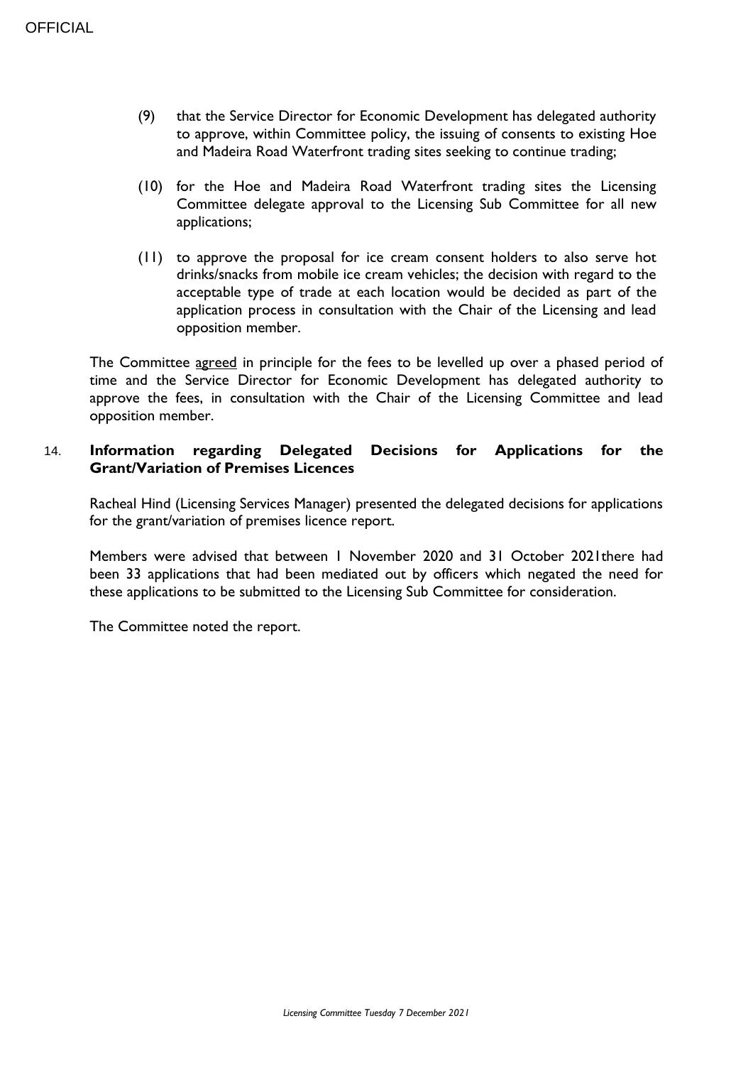(9) that the Service Director for Economic Development has delegated authority to approve, within Committee policy, the issuing of consents to existing Hoe and Madeira Road Waterfront trading sites seeking to continue trading;

(10) for the Hoe and Madeira Road Waterfront trading sites the Licensing Committee delegate approval to the Licensing Sub Committee for all new applications;

(11) to approve the proposal for ice cream consent holders to also serve hot drinks/snacks from mobile ice cream vehicles; the decision with regard to the acceptable type of trade at each location would be decided as part of the application process in consultation with the Chair of the Licensing and lead opposition member.

The Committee agreed in principle for the fees to be levelled up over a phased period of time and the Service Director for Economic Development has delegated authority to approve the fees, in consultation with the Chair of the Licensing Committee and lead opposition member.

14. **Information regarding Delegated Decisions for Applications for the Grant/Variation of Premises Licences**

Racheal Hind (Licensing Services Manager) presented the delegated decisions for applications for the grant/variation of premises licence report.

Members were advised that between 1 November 2020 and 31 October 2021there had been 33 applications that had been mediated out by officers which negated the need for these applications to be submitted to the Licensing Sub Committee for consideration.

The Committee noted the report.